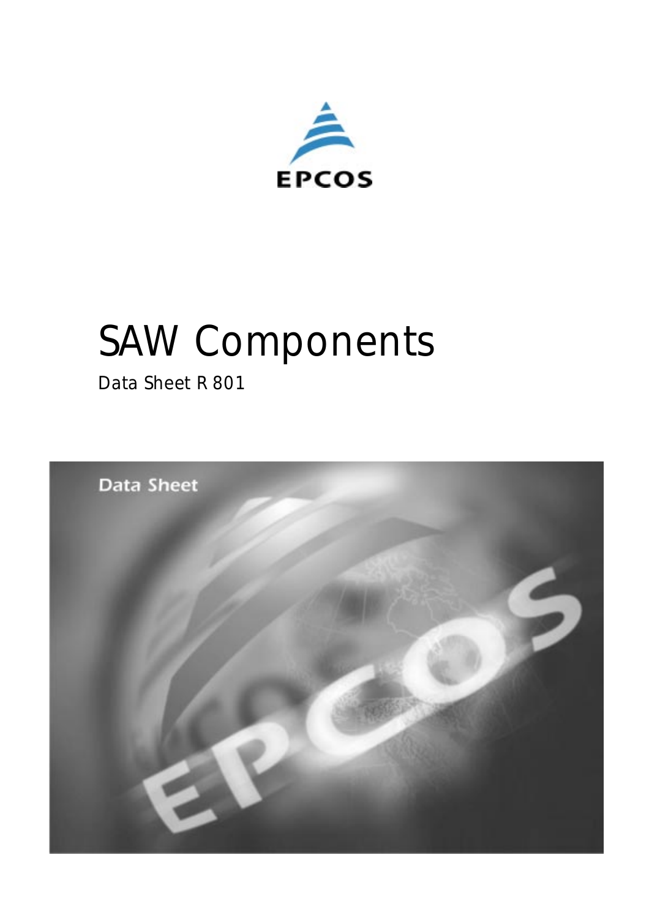EPCOS

# SAW Components

Data Sheet R 801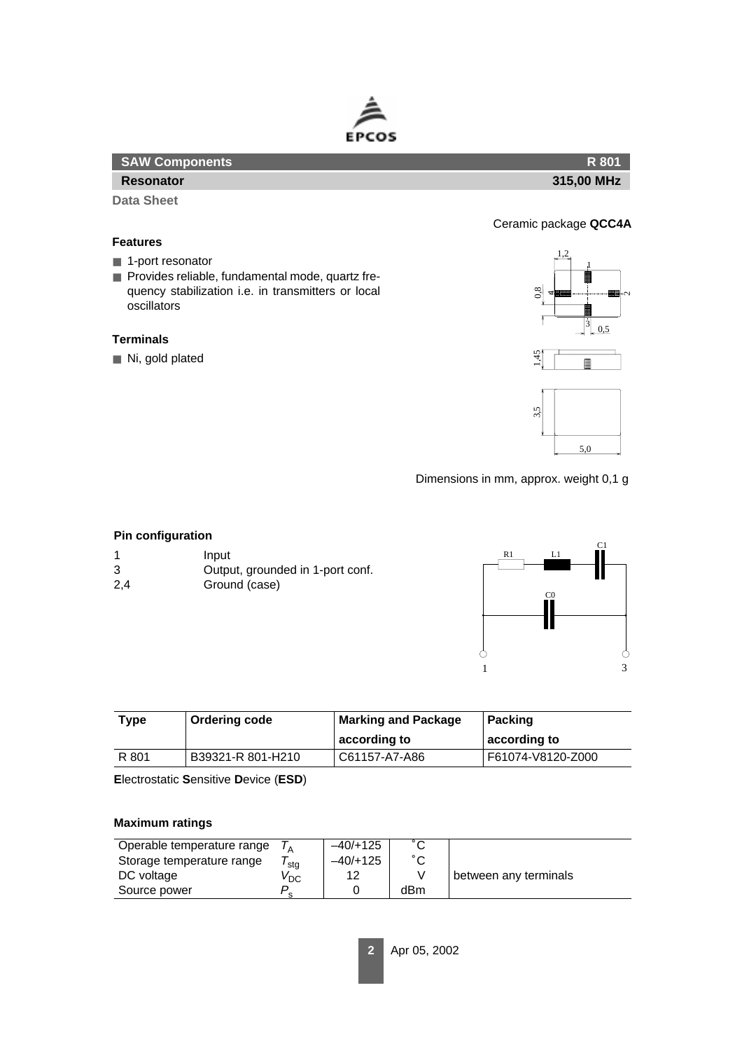**SAW Components** **R 801**

**Resonator** **315,00 MHz**

**Data Sheet**

Ceramic package **QCC4A**

### Features

- 1-port resonator
- Provides reliable, fundamental mode, quartz frequency stabilization i.e. in transmitters or local oscillators

### Terminals

- Ni, gold plated

Dimensions in mm, approx. weight 0,1 g

### Pin configuration

| | |
|---|---|
| 1 | Input |
| 3 | Output, grounded in 1-port conf. |
| 2,4 | Ground (case) |

| Type | Ordering code | Marking and Package according to | Packing according to |
|---|---|---|---|
| R 801 | B39321-R 801-H210 | C61157-A7-A86 | F61074-V8120-Z000 |

**E**lectrostatic **S**ensitive **D**evice (**ESD**)

### Maximum ratings

| | | | | |
|---|---|---|---|---|
| Operable temperature range | $T_A$ | –40/+125 | ˚C | |
| Storage temperature range | $T_{stg}$ | –40/+125 | ˚C | |
| DC voltage | $V_{DC}$ | 12 | V | between any terminals |
| Source power | $P_s$ | 0 | dBm | |

Apr 05, 2002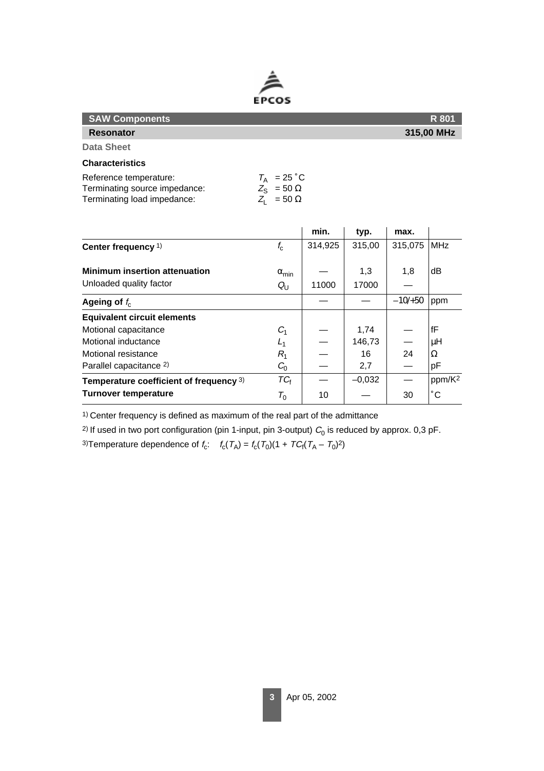**SAW Components** **R 801**

**Resonator** **315,00 MHz**

**Data Sheet**

### Characteristics

Reference temperature: $T_A$ = 25 ˚C
Terminating source impedance: $Z_S$ = 50 Ω
Terminating load impedance: $Z_L$ = 50 Ω

| | | min. | typ. | max. | |
|---|---|---|---|---|---|
| **Center frequency** 1) | $f_c$ | 314,925 | 315,00 | 315,075 | MHz |
| **Minimum insertion attenuation** | $\alpha_{min}$ | — | 1,3 | 1,8 | dB |
| Unloaded quality factor | $Q_U$ | 11000 | 17000 | — | |
| **Ageing of** $f_c$ | | — | — | –10/+50 | ppm |
| **Equivalent circuit elements** | | | | | |
| Motional capacitance | $C_1$ | — | 1,74 | — | fF |
| Motional inductance | $L_1$ | — | 146,73 | — | µH |
| Motional resistance | $R_1$ | — | 16 | 24 | Ω |
| Parallel capacitance 2) | $C_0$ | — | 2,7 | — | pF |
| **Temperature coefficient of frequency** 3) | $TC_f$ | — | –0,032 | — | ppm/K² |
| **Turnover temperature** | $T_0$ | 10 | — | 30 | ˚C |

1) Center frequency is defined as maximum of the real part of the admittance

2) If used in two port configuration (pin 1-input, pin 3-output) $C_0$ is reduced by approx. 0,3 pF.

3) Temperature dependence of $f_c$: $f_c(T_A) = f_c(T_0)(1 + TC_f(T_A - T_0)^2)$

Apr 05, 2002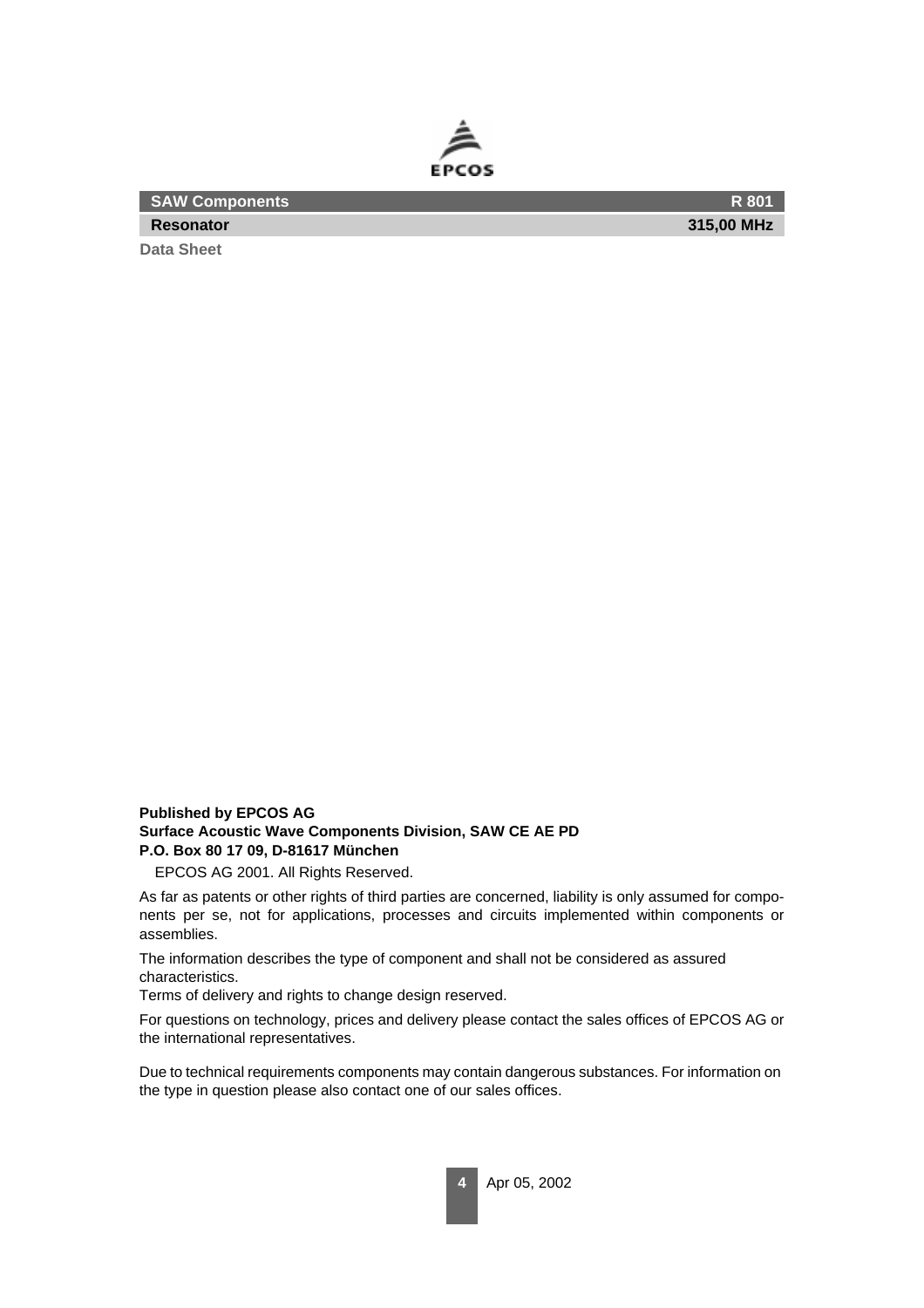**Published by EPCOS AG**
**Surface Acoustic Wave Components Division, SAW CE AE PD**
**P.O. Box 80 17 09, D-81617 München**

EPCOS AG 2001. All Rights Reserved.

As far as patents or other rights of third parties are concerned, liability is only assumed for components per se, not for applications, processes and circuits implemented within components or assemblies.

The information describes the type of component and shall not be considered as assured characteristics.

Terms of delivery and rights to change design reserved.

For questions on technology, prices and delivery please contact the sales offices of EPCOS AG or the international representatives.

Due to technical requirements components may contain dangerous substances. For information on the type in question please also contact one of our sales offices.